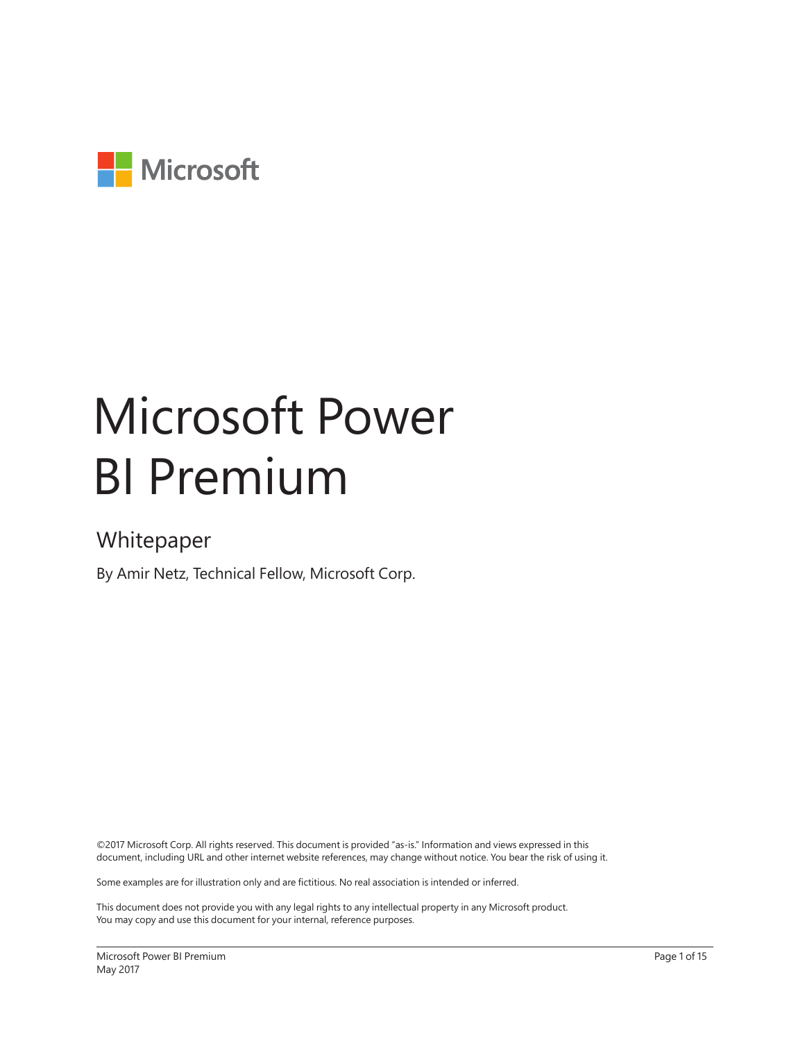Microsoft

# Microsoft Power BI Premium

## Whitepaper

By Amir Netz, Technical Fellow, Microsoft Corp.

©2017 Microsoft Corp. All rights reserved. This document is provided "as-is." Information and views expressed in this document, including URL and other internet website references, may change without notice. You bear the risk of using it.

Some examples are for illustration only and are fictitious. No real association is intended or inferred.

This document does not provide you with any legal rights to any intellectual property in any Microsoft product. You may copy and use this document for your internal, reference purposes.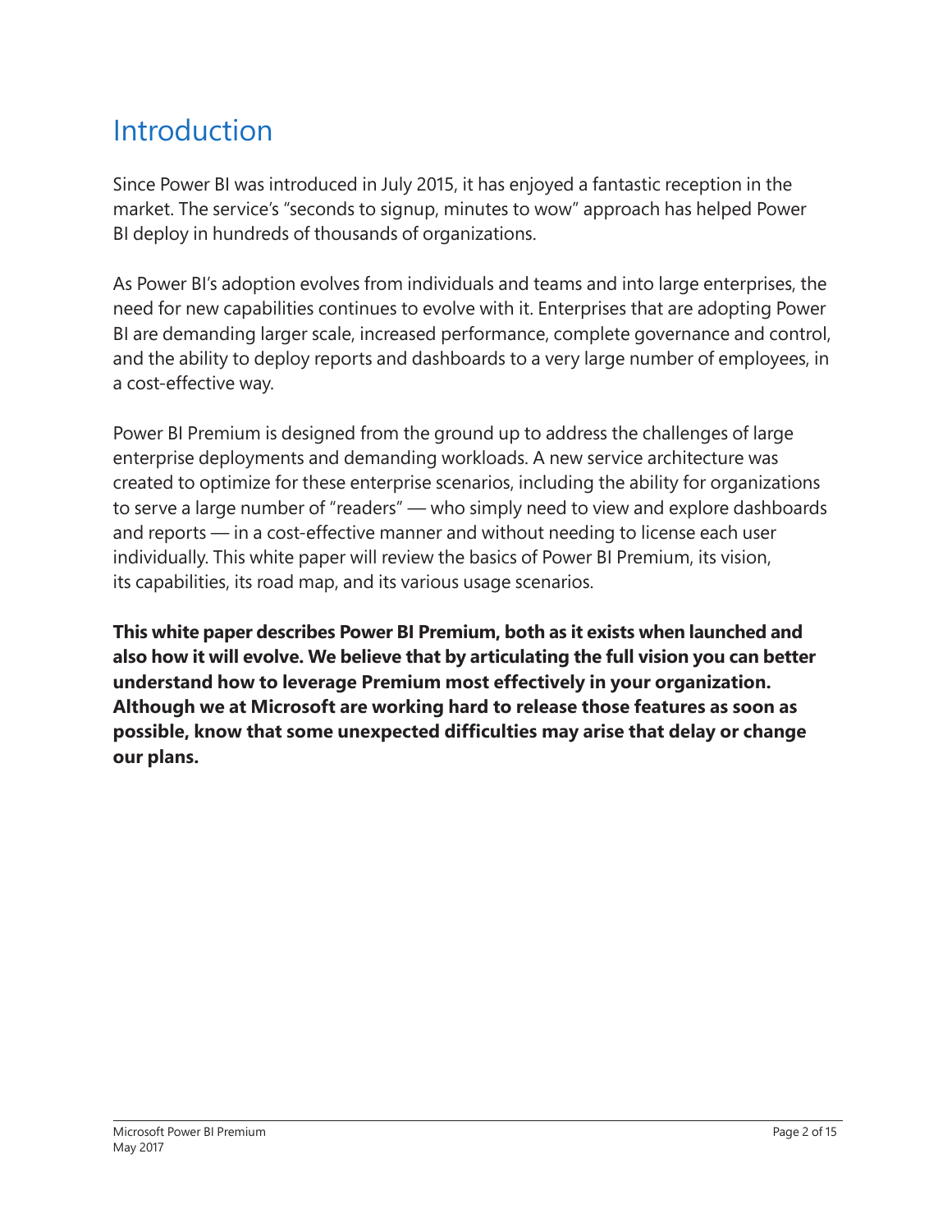# Introduction

Since Power BI was introduced in July 2015, it has enjoyed a fantastic reception in the market. The service's "seconds to signup, minutes to wow" approach has helped Power BI deploy in hundreds of thousands of organizations.

As Power BI's adoption evolves from individuals and teams and into large enterprises, the need for new capabilities continues to evolve with it. Enterprises that are adopting Power BI are demanding larger scale, increased performance, complete governance and control, and the ability to deploy reports and dashboards to a very large number of employees, in a cost-effective way.

Power BI Premium is designed from the ground up to address the challenges of large enterprise deployments and demanding workloads. A new service architecture was created to optimize for these enterprise scenarios, including the ability for organizations to serve a large number of "readers" — who simply need to view and explore dashboards and reports — in a cost-effective manner and without needing to license each user individually. This white paper will review the basics of Power BI Premium, its vision, its capabilities, its road map, and its various usage scenarios.

**This white paper describes Power BI Premium, both as it exists when launched and also how it will evolve. We believe that by articulating the full vision you can better understand how to leverage Premium most effectively in your organization. Although we at Microsoft are working hard to release those features as soon as possible, know that some unexpected difficulties may arise that delay or change our plans.**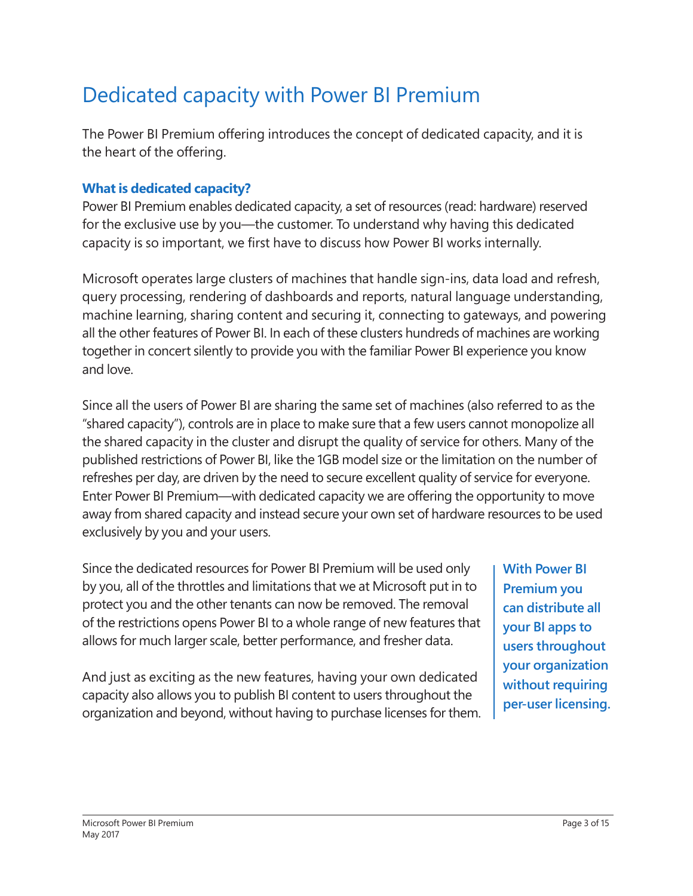# Dedicated capacity with Power BI Premium

The Power BI Premium offering introduces the concept of dedicated capacity, and it is the heart of the offering.

### What is dedicated capacity?

Power BI Premium enables dedicated capacity, a set of resources (read: hardware) reserved for the exclusive use by you—the customer. To understand why having this dedicated capacity is so important, we first have to discuss how Power BI works internally.

Microsoft operates large clusters of machines that handle sign-ins, data load and refresh, query processing, rendering of dashboards and reports, natural language understanding, machine learning, sharing content and securing it, connecting to gateways, and powering all the other features of Power BI. In each of these clusters hundreds of machines are working together in concert silently to provide you with the familiar Power BI experience you know and love.

Since all the users of Power BI are sharing the same set of machines (also referred to as the "shared capacity"), controls are in place to make sure that a few users cannot monopolize all the shared capacity in the cluster and disrupt the quality of service for others. Many of the published restrictions of Power BI, like the 1GB model size or the limitation on the number of refreshes per day, are driven by the need to secure excellent quality of service for everyone. Enter Power BI Premium—with dedicated capacity we are offering the opportunity to move away from shared capacity and instead secure your own set of hardware resources to be used exclusively by you and your users.

Since the dedicated resources for Power BI Premium will be used only by you, all of the throttles and limitations that we at Microsoft put in to protect you and the other tenants can now be removed. The removal of the restrictions opens Power BI to a whole range of new features that allows for much larger scale, better performance, and fresher data.

And just as exciting as the new features, having your own dedicated capacity also allows you to publish BI content to users throughout the organization and beyond, without having to purchase licenses for them.

**With Power BI Premium you can distribute all your BI apps to users throughout your organization without requiring per-user licensing.**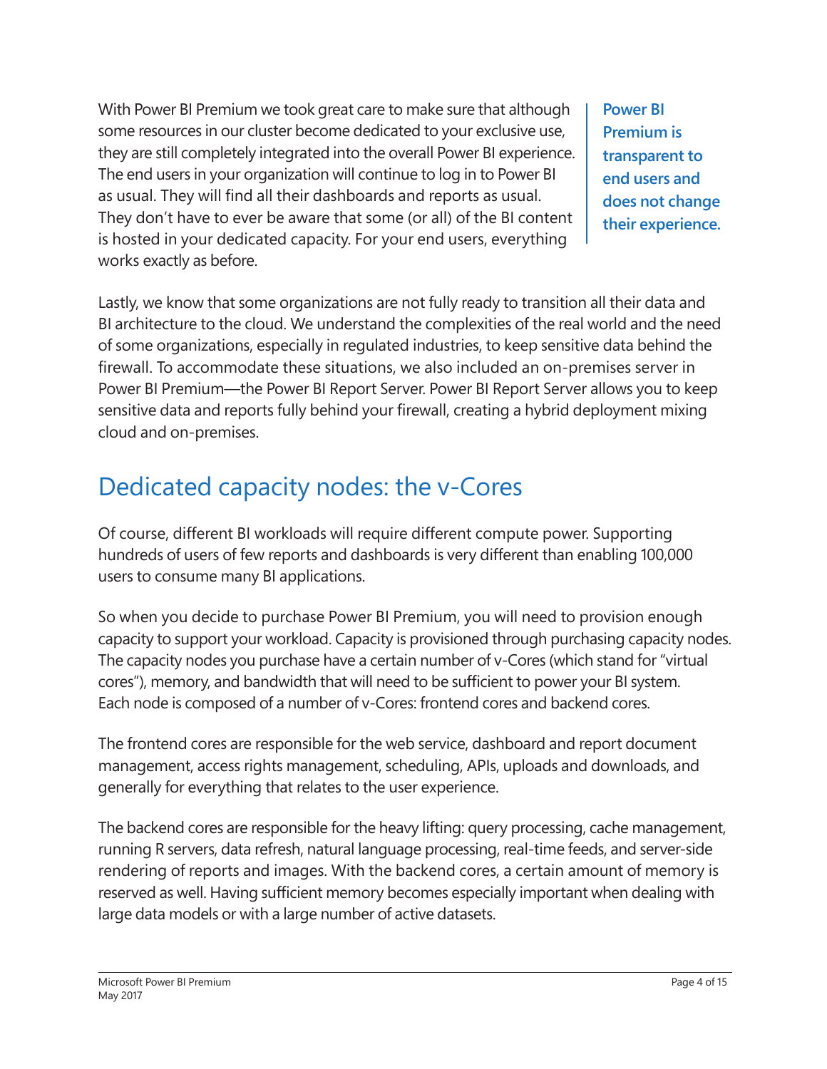With Power BI Premium we took great care to make sure that although some resources in our cluster become dedicated to your exclusive use, they are still completely integrated into the overall Power BI experience. The end users in your organization will continue to log in to Power BI as usual. They will find all their dashboards and reports as usual. They don't have to ever be aware that some (or all) of the BI content is hosted in your dedicated capacity. For your end users, everything works exactly as before.

**Power BI Premium is transparent to end users and does not change their experience.**

Lastly, we know that some organizations are not fully ready to transition all their data and BI architecture to the cloud. We understand the complexities of the real world and the need of some organizations, especially in regulated industries, to keep sensitive data behind the firewall. To accommodate these situations, we also included an on-premises server in Power BI Premium—the Power BI Report Server. Power BI Report Server allows you to keep sensitive data and reports fully behind your firewall, creating a hybrid deployment mixing cloud and on-premises.

## Dedicated capacity nodes: the v-Cores

Of course, different BI workloads will require different compute power. Supporting hundreds of users of few reports and dashboards is very different than enabling 100,000 users to consume many BI applications.

So when you decide to purchase Power BI Premium, you will need to provision enough capacity to support your workload. Capacity is provisioned through purchasing capacity nodes. The capacity nodes you purchase have a certain number of v-Cores (which stand for "virtual cores"), memory, and bandwidth that will need to be sufficient to power your BI system. Each node is composed of a number of v-Cores: frontend cores and backend cores.

The frontend cores are responsible for the web service, dashboard and report document management, access rights management, scheduling, APIs, uploads and downloads, and generally for everything that relates to the user experience.

The backend cores are responsible for the heavy lifting: query processing, cache management, running R servers, data refresh, natural language processing, real-time feeds, and server-side rendering of reports and images. With the backend cores, a certain amount of memory is reserved as well. Having sufficient memory becomes especially important when dealing with large data models or with a large number of active datasets.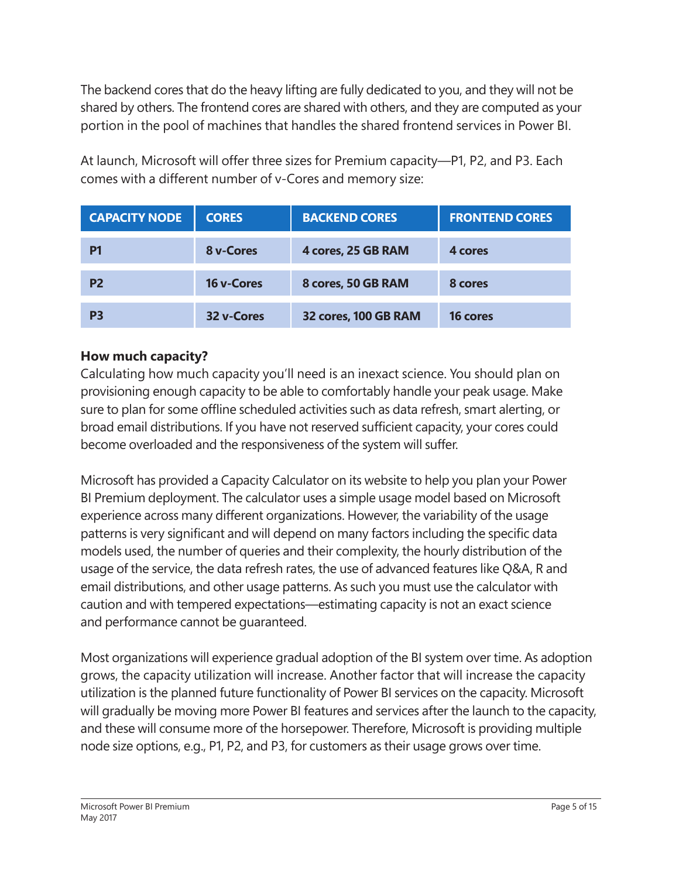The backend cores that do the heavy lifting are fully dedicated to you, and they will not be shared by others. The frontend cores are shared with others, and they are computed as your portion in the pool of machines that handles the shared frontend services in Power BI.

At launch, Microsoft will offer three sizes for Premium capacity—P1, P2, and P3. Each comes with a different number of v-Cores and memory size:

| CAPACITY NODE | CORES | BACKEND CORES | FRONTEND CORES |
| --- | --- | --- | --- |
| P1 | 8 v-Cores | 4 cores, 25 GB RAM | 4 cores |
| P2 | 16 v-Cores | 8 cores, 50 GB RAM | 8 cores |
| P3 | 32 v-Cores | 32 cores, 100 GB RAM | 16 cores |

**How much capacity?**

Calculating how much capacity you'll need is an inexact science. You should plan on provisioning enough capacity to be able to comfortably handle your peak usage. Make sure to plan for some offline scheduled activities such as data refresh, smart alerting, or broad email distributions. If you have not reserved sufficient capacity, your cores could become overloaded and the responsiveness of the system will suffer.

Microsoft has provided a Capacity Calculator on its website to help you plan your Power BI Premium deployment. The calculator uses a simple usage model based on Microsoft experience across many different organizations. However, the variability of the usage patterns is very significant and will depend on many factors including the specific data models used, the number of queries and their complexity, the hourly distribution of the usage of the service, the data refresh rates, the use of advanced features like Q&A, R and email distributions, and other usage patterns. As such you must use the calculator with caution and with tempered expectations—estimating capacity is not an exact science and performance cannot be guaranteed.

Most organizations will experience gradual adoption of the BI system over time. As adoption grows, the capacity utilization will increase. Another factor that will increase the capacity utilization is the planned future functionality of Power BI services on the capacity. Microsoft will gradually be moving more Power BI features and services after the launch to the capacity, and these will consume more of the horsepower. Therefore, Microsoft is providing multiple node size options, e.g., P1, P2, and P3, for customers as their usage grows over time.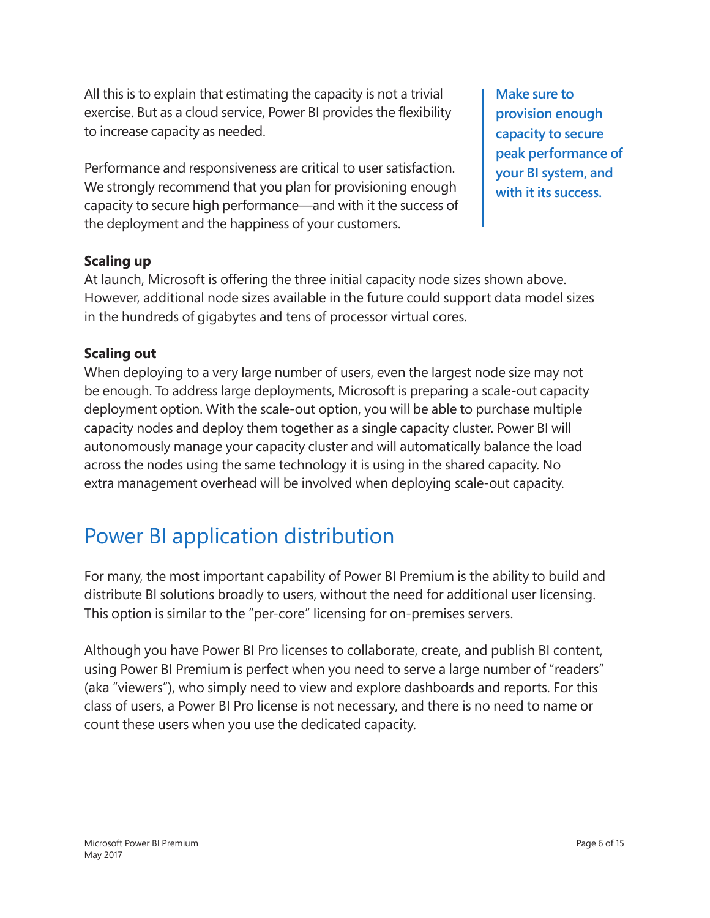All this is to explain that estimating the capacity is not a trivial exercise. But as a cloud service, Power BI provides the flexibility to increase capacity as needed.

Performance and responsiveness are critical to user satisfaction. We strongly recommend that you plan for provisioning enough capacity to secure high performance—and with it the success of the deployment and the happiness of your customers.

**Make sure to provision enough capacity to secure peak performance of your BI system, and with it its success.**

**Scaling up**
At launch, Microsoft is offering the three initial capacity node sizes shown above. However, additional node sizes available in the future could support data model sizes in the hundreds of gigabytes and tens of processor virtual cores.

**Scaling out**
When deploying to a very large number of users, even the largest node size may not be enough. To address large deployments, Microsoft is preparing a scale-out capacity deployment option. With the scale-out option, you will be able to purchase multiple capacity nodes and deploy them together as a single capacity cluster. Power BI will autonomously manage your capacity cluster and will automatically balance the load across the nodes using the same technology it is using in the shared capacity. No extra management overhead will be involved when deploying scale-out capacity.

# Power BI application distribution

For many, the most important capability of Power BI Premium is the ability to build and distribute BI solutions broadly to users, without the need for additional user licensing. This option is similar to the "per-core" licensing for on-premises servers.

Although you have Power BI Pro licenses to collaborate, create, and publish BI content, using Power BI Premium is perfect when you need to serve a large number of "readers" (aka "viewers"), who simply need to view and explore dashboards and reports. For this class of users, a Power BI Pro license is not necessary, and there is no need to name or count these users when you use the dedicated capacity.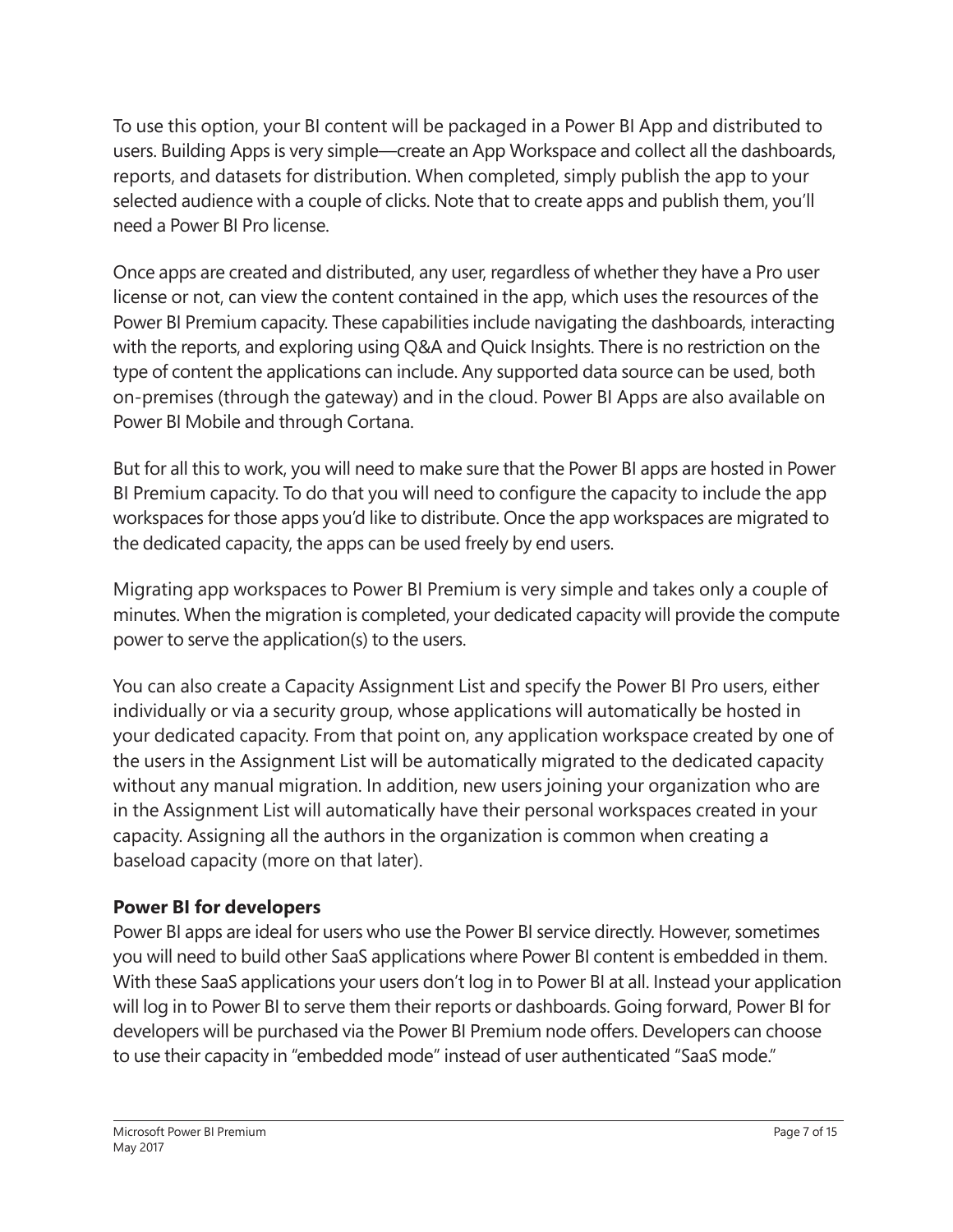To use this option, your BI content will be packaged in a Power BI App and distributed to users. Building Apps is very simple—create an App Workspace and collect all the dashboards, reports, and datasets for distribution. When completed, simply publish the app to your selected audience with a couple of clicks. Note that to create apps and publish them, you'll need a Power BI Pro license.

Once apps are created and distributed, any user, regardless of whether they have a Pro user license or not, can view the content contained in the app, which uses the resources of the Power BI Premium capacity. These capabilities include navigating the dashboards, interacting with the reports, and exploring using Q&A and Quick Insights. There is no restriction on the type of content the applications can include. Any supported data source can be used, both on-premises (through the gateway) and in the cloud. Power BI Apps are also available on Power BI Mobile and through Cortana.

But for all this to work, you will need to make sure that the Power BI apps are hosted in Power BI Premium capacity. To do that you will need to configure the capacity to include the app workspaces for those apps you'd like to distribute. Once the app workspaces are migrated to the dedicated capacity, the apps can be used freely by end users.

Migrating app workspaces to Power BI Premium is very simple and takes only a couple of minutes. When the migration is completed, your dedicated capacity will provide the compute power to serve the application(s) to the users.

You can also create a Capacity Assignment List and specify the Power BI Pro users, either individually or via a security group, whose applications will automatically be hosted in your dedicated capacity. From that point on, any application workspace created by one of the users in the Assignment List will be automatically migrated to the dedicated capacity without any manual migration. In addition, new users joining your organization who are in the Assignment List will automatically have their personal workspaces created in your capacity. Assigning all the authors in the organization is common when creating a baseload capacity (more on that later).

**Power BI for developers**

Power BI apps are ideal for users who use the Power BI service directly. However, sometimes you will need to build other SaaS applications where Power BI content is embedded in them. With these SaaS applications your users don't log in to Power BI at all. Instead your application will log in to Power BI to serve them their reports or dashboards. Going forward, Power BI for developers will be purchased via the Power BI Premium node offers. Developers can choose to use their capacity in "embedded mode" instead of user authenticated "SaaS mode."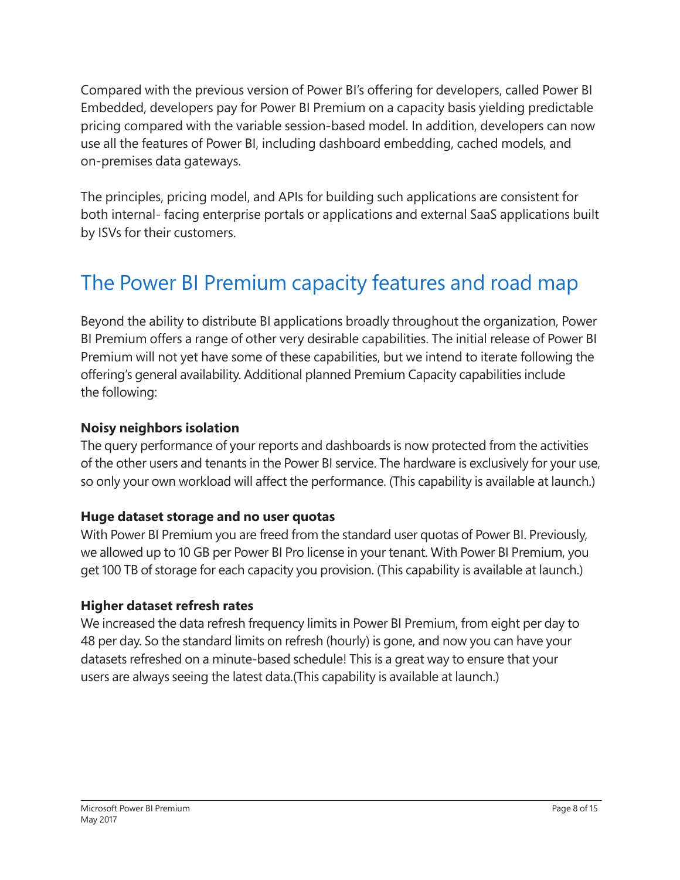Compared with the previous version of Power BI's offering for developers, called Power BI Embedded, developers pay for Power BI Premium on a capacity basis yielding predictable pricing compared with the variable session-based model. In addition, developers can now use all the features of Power BI, including dashboard embedding, cached models, and on-premises data gateways.

The principles, pricing model, and APIs for building such applications are consistent for both internal- facing enterprise portals or applications and external SaaS applications built by ISVs for their customers.

## The Power BI Premium capacity features and road map

Beyond the ability to distribute BI applications broadly throughout the organization, Power BI Premium offers a range of other very desirable capabilities. The initial release of Power BI Premium will not yet have some of these capabilities, but we intend to iterate following the offering's general availability. Additional planned Premium Capacity capabilities include the following:

**Noisy neighbors isolation**
The query performance of your reports and dashboards is now protected from the activities of the other users and tenants in the Power BI service. The hardware is exclusively for your use, so only your own workload will affect the performance. (This capability is available at launch.)

**Huge dataset storage and no user quotas**
With Power BI Premium you are freed from the standard user quotas of Power BI. Previously, we allowed up to 10 GB per Power BI Pro license in your tenant. With Power BI Premium, you get 100 TB of storage for each capacity you provision. (This capability is available at launch.)

**Higher dataset refresh rates**
We increased the data refresh frequency limits in Power BI Premium, from eight per day to 48 per day. So the standard limits on refresh (hourly) is gone, and now you can have your datasets refreshed on a minute-based schedule! This is a great way to ensure that your users are always seeing the latest data.(This capability is available at launch.)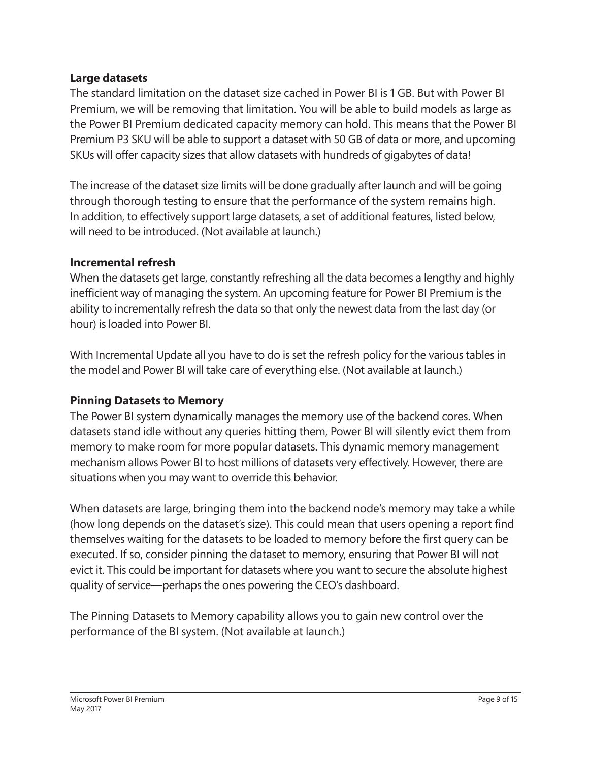### Large datasets

The standard limitation on the dataset size cached in Power BI is 1 GB. But with Power BI Premium, we will be removing that limitation. You will be able to build models as large as the Power BI Premium dedicated capacity memory can hold. This means that the Power BI Premium P3 SKU will be able to support a dataset with 50 GB of data or more, and upcoming SKUs will offer capacity sizes that allow datasets with hundreds of gigabytes of data!

The increase of the dataset size limits will be done gradually after launch and will be going through thorough testing to ensure that the performance of the system remains high. In addition, to effectively support large datasets, a set of additional features, listed below, will need to be introduced. (Not available at launch.)

### Incremental refresh

When the datasets get large, constantly refreshing all the data becomes a lengthy and highly inefficient way of managing the system. An upcoming feature for Power BI Premium is the ability to incrementally refresh the data so that only the newest data from the last day (or hour) is loaded into Power BI.

With Incremental Update all you have to do is set the refresh policy for the various tables in the model and Power BI will take care of everything else. (Not available at launch.)

### Pinning Datasets to Memory

The Power BI system dynamically manages the memory use of the backend cores. When datasets stand idle without any queries hitting them, Power BI will silently evict them from memory to make room for more popular datasets. This dynamic memory management mechanism allows Power BI to host millions of datasets very effectively. However, there are situations when you may want to override this behavior.

When datasets are large, bringing them into the backend node's memory may take a while (how long depends on the dataset's size). This could mean that users opening a report find themselves waiting for the datasets to be loaded to memory before the first query can be executed. If so, consider pinning the dataset to memory, ensuring that Power BI will not evict it. This could be important for datasets where you want to secure the absolute highest quality of service—perhaps the ones powering the CEO's dashboard.

The Pinning Datasets to Memory capability allows you to gain new control over the performance of the BI system. (Not available at launch.)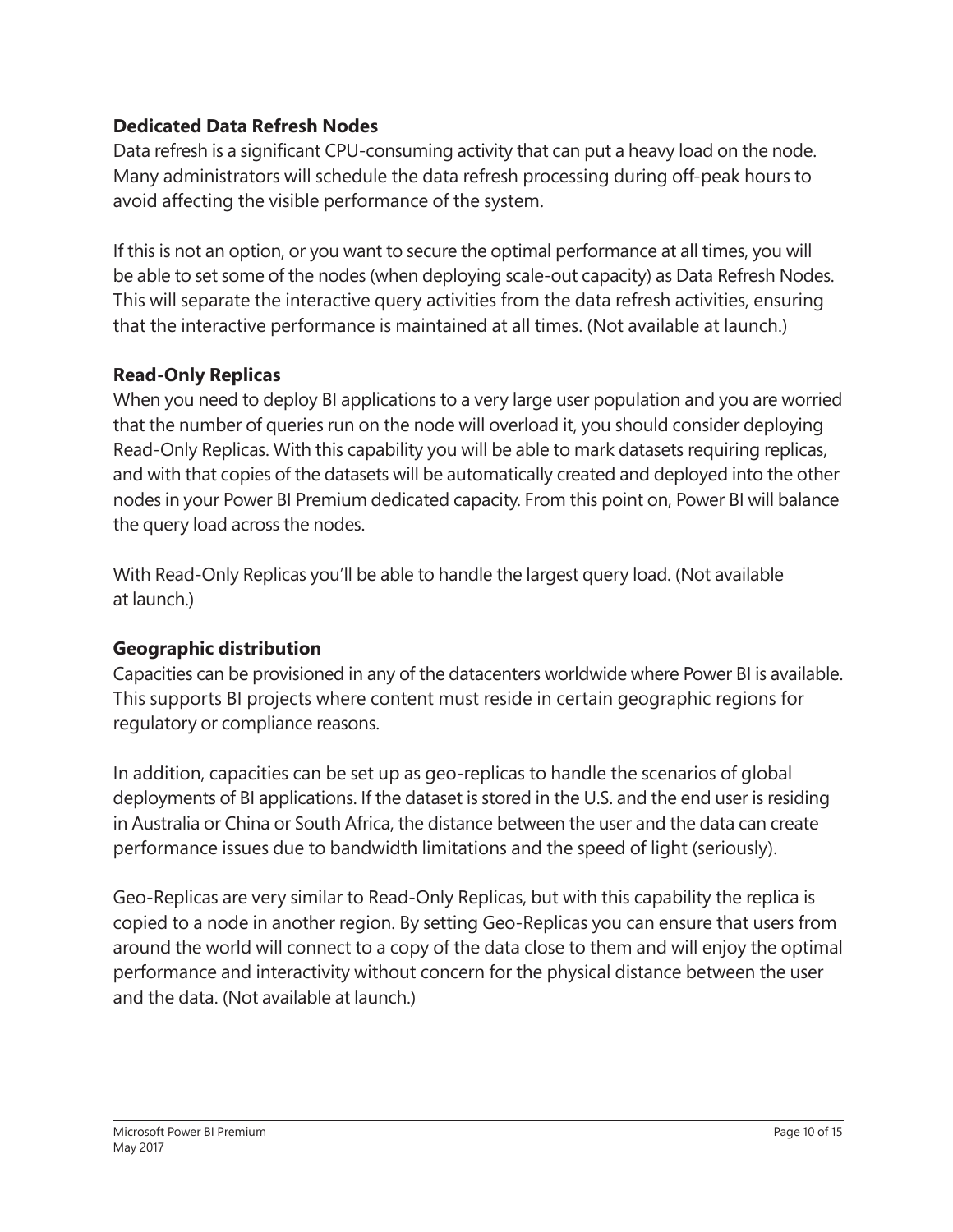**Dedicated Data Refresh Nodes**

Data refresh is a significant CPU-consuming activity that can put a heavy load on the node. Many administrators will schedule the data refresh processing during off-peak hours to avoid affecting the visible performance of the system.

If this is not an option, or you want to secure the optimal performance at all times, you will be able to set some of the nodes (when deploying scale-out capacity) as Data Refresh Nodes. This will separate the interactive query activities from the data refresh activities, ensuring that the interactive performance is maintained at all times. (Not available at launch.)

**Read-Only Replicas**

When you need to deploy BI applications to a very large user population and you are worried that the number of queries run on the node will overload it, you should consider deploying Read-Only Replicas. With this capability you will be able to mark datasets requiring replicas, and with that copies of the datasets will be automatically created and deployed into the other nodes in your Power BI Premium dedicated capacity. From this point on, Power BI will balance the query load across the nodes.

With Read-Only Replicas you'll be able to handle the largest query load. (Not available at launch.)

**Geographic distribution**

Capacities can be provisioned in any of the datacenters worldwide where Power BI is available. This supports BI projects where content must reside in certain geographic regions for regulatory or compliance reasons.

In addition, capacities can be set up as geo-replicas to handle the scenarios of global deployments of BI applications. If the dataset is stored in the U.S. and the end user is residing in Australia or China or South Africa, the distance between the user and the data can create performance issues due to bandwidth limitations and the speed of light (seriously).

Geo-Replicas are very similar to Read-Only Replicas, but with this capability the replica is copied to a node in another region. By setting Geo-Replicas you can ensure that users from around the world will connect to a copy of the data close to them and will enjoy the optimal performance and interactivity without concern for the physical distance between the user and the data. (Not available at launch.)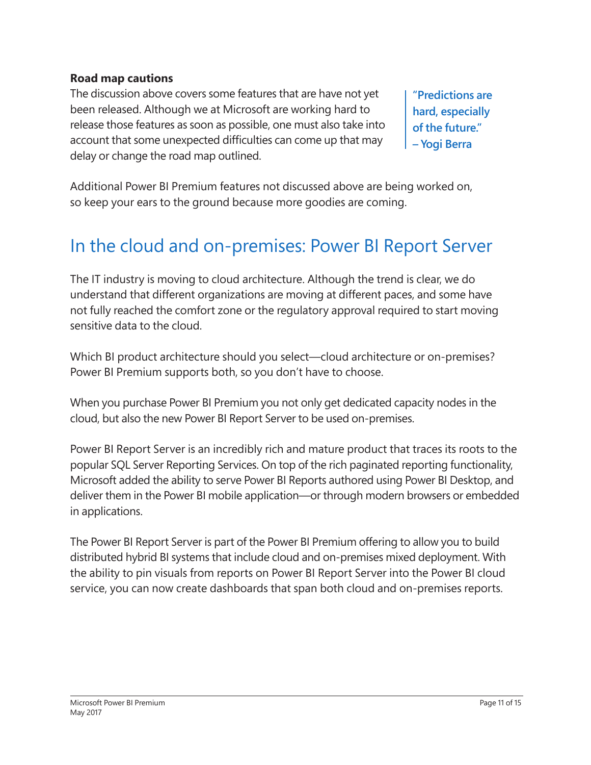**Road map cautions**

The discussion above covers some features that are have not yet been released. Although we at Microsoft are working hard to release those features as soon as possible, one must also take into account that some unexpected difficulties can come up that may delay or change the road map outlined.

> **"Predictions are hard, especially of the future." – Yogi Berra**

Additional Power BI Premium features not discussed above are being worked on, so keep your ears to the ground because more goodies are coming.

## In the cloud and on-premises: Power BI Report Server

The IT industry is moving to cloud architecture. Although the trend is clear, we do understand that different organizations are moving at different paces, and some have not fully reached the comfort zone or the regulatory approval required to start moving sensitive data to the cloud.

Which BI product architecture should you select—cloud architecture or on-premises? Power BI Premium supports both, so you don't have to choose.

When you purchase Power BI Premium you not only get dedicated capacity nodes in the cloud, but also the new Power BI Report Server to be used on-premises.

Power BI Report Server is an incredibly rich and mature product that traces its roots to the popular SQL Server Reporting Services. On top of the rich paginated reporting functionality, Microsoft added the ability to serve Power BI Reports authored using Power BI Desktop, and deliver them in the Power BI mobile application—or through modern browsers or embedded in applications.

The Power BI Report Server is part of the Power BI Premium offering to allow you to build distributed hybrid BI systems that include cloud and on-premises mixed deployment. With the ability to pin visuals from reports on Power BI Report Server into the Power BI cloud service, you can now create dashboards that span both cloud and on-premises reports.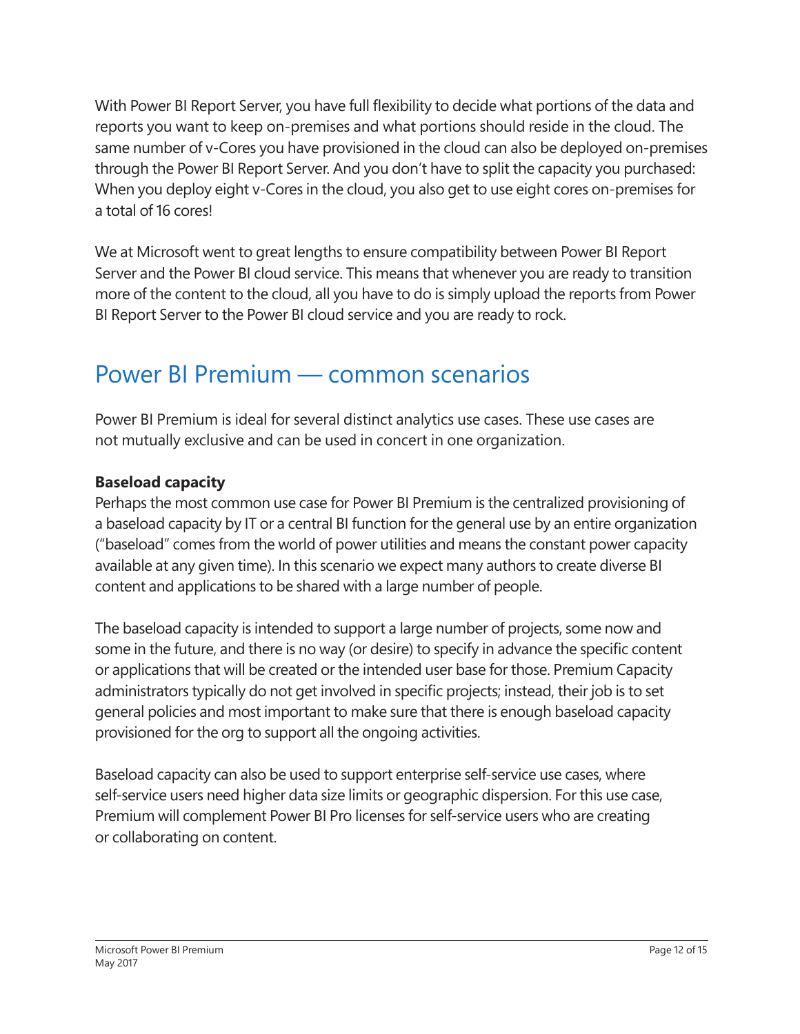With Power BI Report Server, you have full flexibility to decide what portions of the data and reports you want to keep on-premises and what portions should reside in the cloud. The same number of v-Cores you have provisioned in the cloud can also be deployed on-premises through the Power BI Report Server. And you don't have to split the capacity you purchased: When you deploy eight v-Cores in the cloud, you also get to use eight cores on-premises for a total of 16 cores!

We at Microsoft went to great lengths to ensure compatibility between Power BI Report Server and the Power BI cloud service. This means that whenever you are ready to transition more of the content to the cloud, all you have to do is simply upload the reports from Power BI Report Server to the Power BI cloud service and you are ready to rock.

## Power BI Premium — common scenarios

Power BI Premium is ideal for several distinct analytics use cases. These use cases are not mutually exclusive and can be used in concert in one organization.

**Baseload capacity**

Perhaps the most common use case for Power BI Premium is the centralized provisioning of a baseload capacity by IT or a central BI function for the general use by an entire organization ("baseload" comes from the world of power utilities and means the constant power capacity available at any given time). In this scenario we expect many authors to create diverse BI content and applications to be shared with a large number of people.

The baseload capacity is intended to support a large number of projects, some now and some in the future, and there is no way (or desire) to specify in advance the specific content or applications that will be created or the intended user base for those. Premium Capacity administrators typically do not get involved in specific projects; instead, their job is to set general policies and most important to make sure that there is enough baseload capacity provisioned for the org to support all the ongoing activities.

Baseload capacity can also be used to support enterprise self-service use cases, where self-service users need higher data size limits or geographic dispersion. For this use case, Premium will complement Power BI Pro licenses for self-service users who are creating or collaborating on content.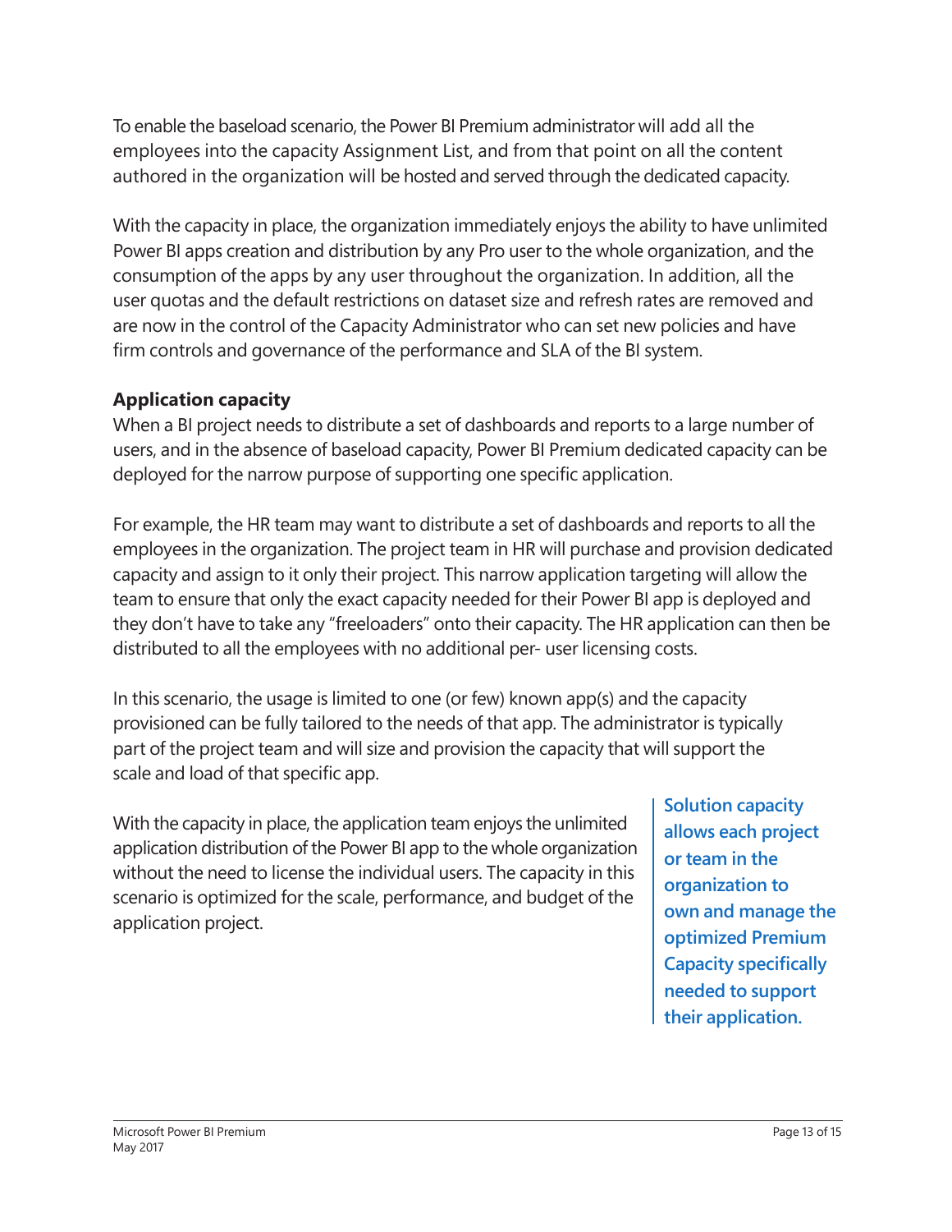To enable the baseload scenario, the Power BI Premium administrator will add all the employees into the capacity Assignment List, and from that point on all the content authored in the organization will be hosted and served through the dedicated capacity.

With the capacity in place, the organization immediately enjoys the ability to have unlimited Power BI apps creation and distribution by any Pro user to the whole organization, and the consumption of the apps by any user throughout the organization. In addition, all the user quotas and the default restrictions on dataset size and refresh rates are removed and are now in the control of the Capacity Administrator who can set new policies and have firm controls and governance of the performance and SLA of the BI system.

**Application capacity**

When a BI project needs to distribute a set of dashboards and reports to a large number of users, and in the absence of baseload capacity, Power BI Premium dedicated capacity can be deployed for the narrow purpose of supporting one specific application.

For example, the HR team may want to distribute a set of dashboards and reports to all the employees in the organization. The project team in HR will purchase and provision dedicated capacity and assign to it only their project. This narrow application targeting will allow the team to ensure that only the exact capacity needed for their Power BI app is deployed and they don't have to take any "freeloaders" onto their capacity. The HR application can then be distributed to all the employees with no additional per- user licensing costs.

In this scenario, the usage is limited to one (or few) known app(s) and the capacity provisioned can be fully tailored to the needs of that app. The administrator is typically part of the project team and will size and provision the capacity that will support the scale and load of that specific app.

With the capacity in place, the application team enjoys the unlimited application distribution of the Power BI app to the whole organization without the need to license the individual users. The capacity in this scenario is optimized for the scale, performance, and budget of the application project.

> **Solution capacity allows each project or team in the organization to own and manage the optimized Premium Capacity specifically needed to support their application.**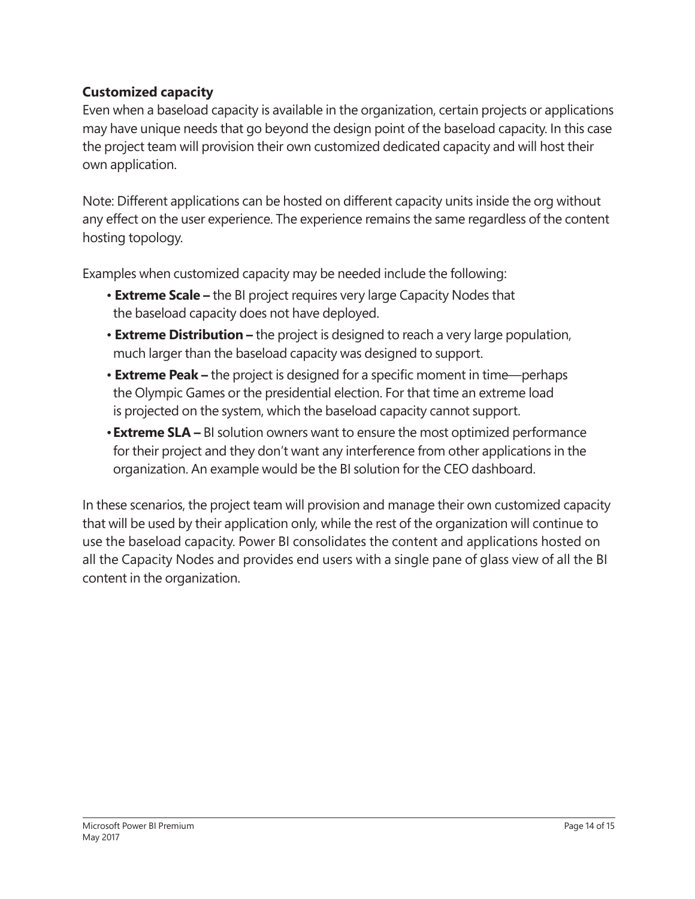### Customized capacity

Even when a baseload capacity is available in the organization, certain projects or applications may have unique needs that go beyond the design point of the baseload capacity. In this case the project team will provision their own customized dedicated capacity and will host their own application.

Note: Different applications can be hosted on different capacity units inside the org without any effect on the user experience. The experience remains the same regardless of the content hosting topology.

Examples when customized capacity may be needed include the following:

- **Extreme Scale –** the BI project requires very large Capacity Nodes that the baseload capacity does not have deployed.
- **Extreme Distribution –** the project is designed to reach a very large population, much larger than the baseload capacity was designed to support.
- **Extreme Peak –** the project is designed for a specific moment in time—perhaps the Olympic Games or the presidential election. For that time an extreme load is projected on the system, which the baseload capacity cannot support.
- **Extreme SLA –** BI solution owners want to ensure the most optimized performance for their project and they don't want any interference from other applications in the organization. An example would be the BI solution for the CEO dashboard.

In these scenarios, the project team will provision and manage their own customized capacity that will be used by their application only, while the rest of the organization will continue to use the baseload capacity. Power BI consolidates the content and applications hosted on all the Capacity Nodes and provides end users with a single pane of glass view of all the BI content in the organization.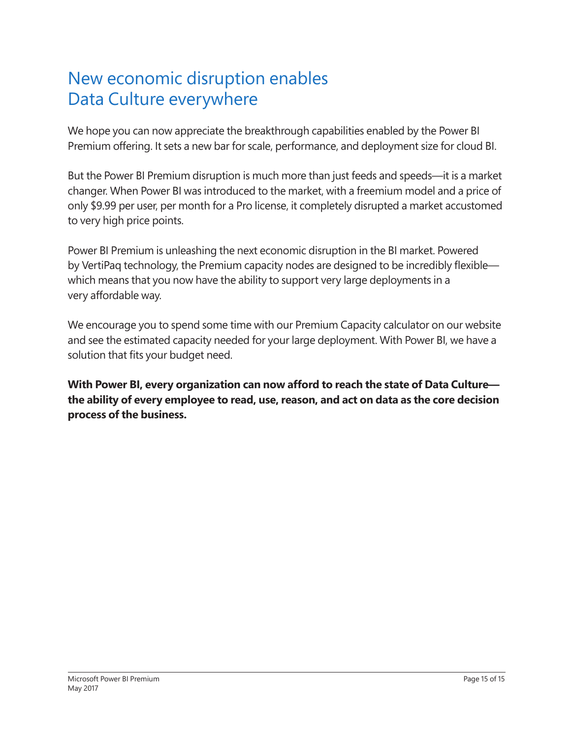# New economic disruption enables Data Culture everywhere

We hope you can now appreciate the breakthrough capabilities enabled by the Power BI Premium offering. It sets a new bar for scale, performance, and deployment size for cloud BI.

But the Power BI Premium disruption is much more than just feeds and speeds—it is a market changer. When Power BI was introduced to the market, with a freemium model and a price of only $9.99 per user, per month for a Pro license, it completely disrupted a market accustomed to very high price points.

Power BI Premium is unleashing the next economic disruption in the BI market. Powered by VertiPaq technology, the Premium capacity nodes are designed to be incredibly flexible—which means that you now have the ability to support very large deployments in a very affordable way.

We encourage you to spend some time with our Premium Capacity calculator on our website and see the estimated capacity needed for your large deployment. With Power BI, we have a solution that fits your budget need.

**With Power BI, every organization can now afford to reach the state of Data Culture—the ability of every employee to read, use, reason, and act on data as the core decision process of the business.**